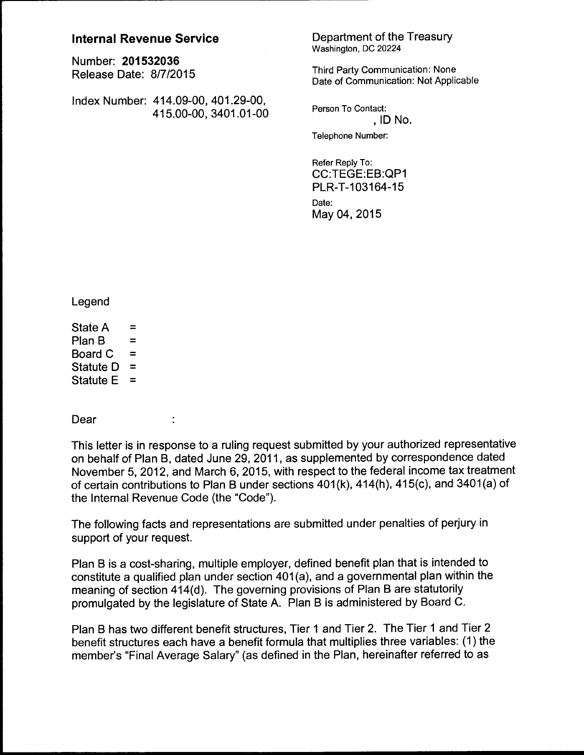**Internal Revenue Service**

Number: **201532036**
Release Date: 8/7/2015

Index Number: 414.09-00, 401.29-00, 415.00-00, 3401.01-00

Department of the Treasury
Washington, DC 20224

Third Party Communication: None
Date of Communication: Not Applicable

Person To Contact:
, ID No.

Telephone Number:

Refer Reply To:
CC:TEGE:EB:QP1
PLR-T-103164-15

Date:
May 04, 2015

Legend

State A =
Plan B =
Board C =
Statute D =
Statute E =

Dear :

This letter is in response to a ruling request submitted by your authorized representative on behalf of Plan B, dated June 29, 2011, as supplemented by correspondence dated November 5, 2012, and March 6, 2015, with respect to the federal income tax treatment of certain contributions to Plan B under sections 401(k), 414(h), 415(c), and 3401(a) of the Internal Revenue Code (the "Code").

The following facts and representations are submitted under penalties of perjury in support of your request.

Plan B is a cost-sharing, multiple employer, defined benefit plan that is intended to constitute a qualified plan under section 401(a), and a governmental plan within the meaning of section 414(d). The governing provisions of Plan B are statutorily promulgated by the legislature of State A. Plan B is administered by Board C.

Plan B has two different benefit structures, Tier 1 and Tier 2. The Tier 1 and Tier 2 benefit structures each have a benefit formula that multiplies three variables: (1) the member's "Final Average Salary" (as defined in the Plan, hereinafter referred to as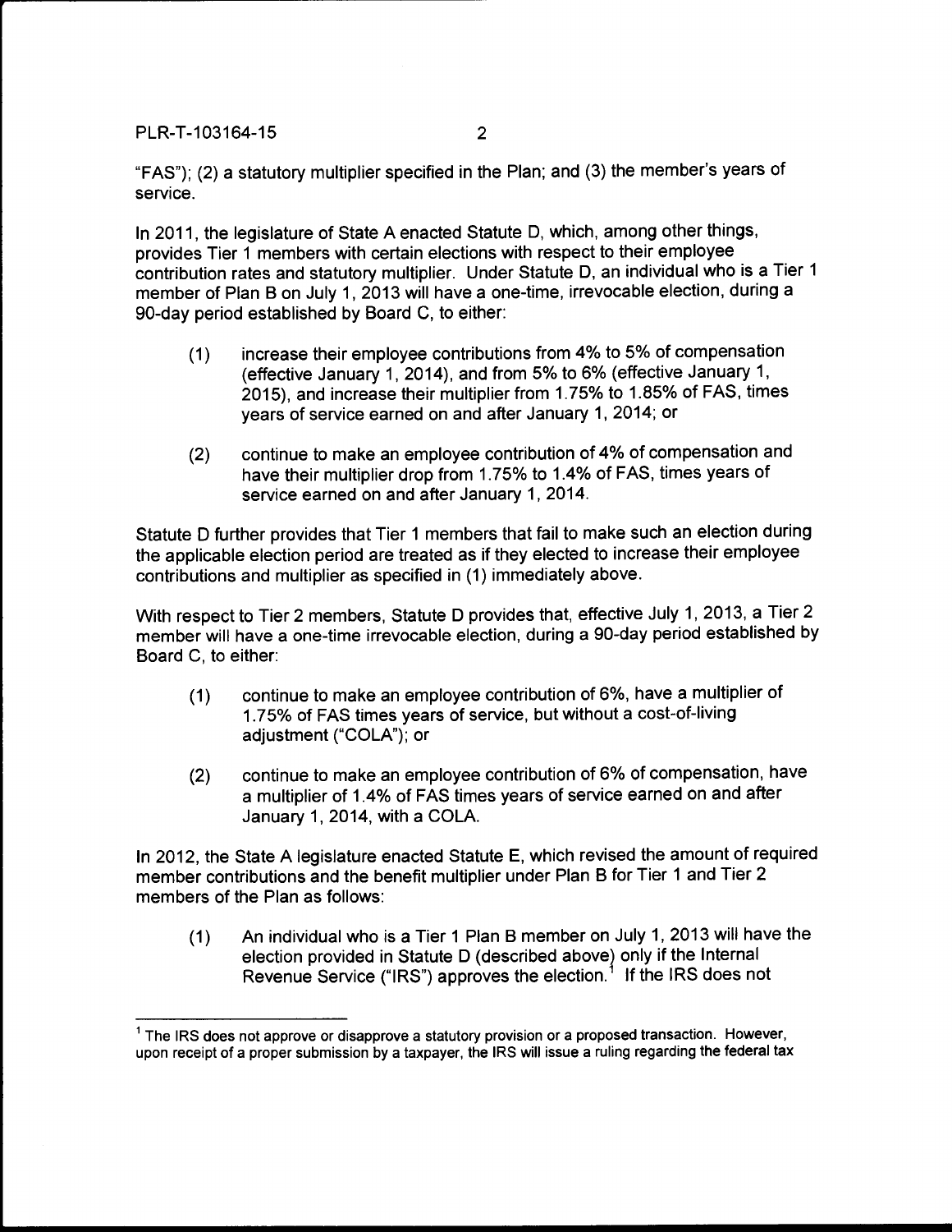"FAS"); (2) a statutory multiplier specified in the Plan; and (3) the member's years of service.

In 2011, the legislature of State A enacted Statute D, which, among other things, provides Tier 1 members with certain elections with respect to their employee contribution rates and statutory multiplier. Under Statute D, an individual who is a Tier 1 member of Plan B on July 1, 2013 will have a one-time, irrevocable election, during a 90-day period established by Board C, to either:

(1) increase their employee contributions from 4% to 5% of compensation (effective January 1, 2014), and from 5% to 6% (effective January 1, 2015), and increase their multiplier from 1.75% to 1.85% of FAS, times years of service earned on and after January 1, 2014; or

(2) continue to make an employee contribution of 4% of compensation and have their multiplier drop from 1.75% to 1.4% of FAS, times years of service earned on and after January 1, 2014.

Statute D further provides that Tier 1 members that fail to make such an election during the applicable election period are treated as if they elected to increase their employee contributions and multiplier as specified in (1) immediately above.

With respect to Tier 2 members, Statute D provides that, effective July 1, 2013, a Tier 2 member will have a one-time irrevocable election, during a 90-day period established by Board C, to either:

(1) continue to make an employee contribution of 6%, have a multiplier of 1.75% of FAS times years of service, but without a cost-of-living adjustment ("COLA"); or

(2) continue to make an employee contribution of 6% of compensation, have a multiplier of 1.4% of FAS times years of service earned on and after January 1, 2014, with a COLA.

In 2012, the State A legislature enacted Statute E, which revised the amount of required member contributions and the benefit multiplier under Plan B for Tier 1 and Tier 2 members of the Plan as follows:

(1) An individual who is a Tier 1 Plan B member on July 1, 2013 will have the election provided in Statute D (described above) only if the Internal Revenue Service ("IRS") approves the election.[1] If the IRS does not

[1] The IRS does not approve or disapprove a statutory provision or a proposed transaction. However, upon receipt of a proper submission by a taxpayer, the IRS will issue a ruling regarding the federal tax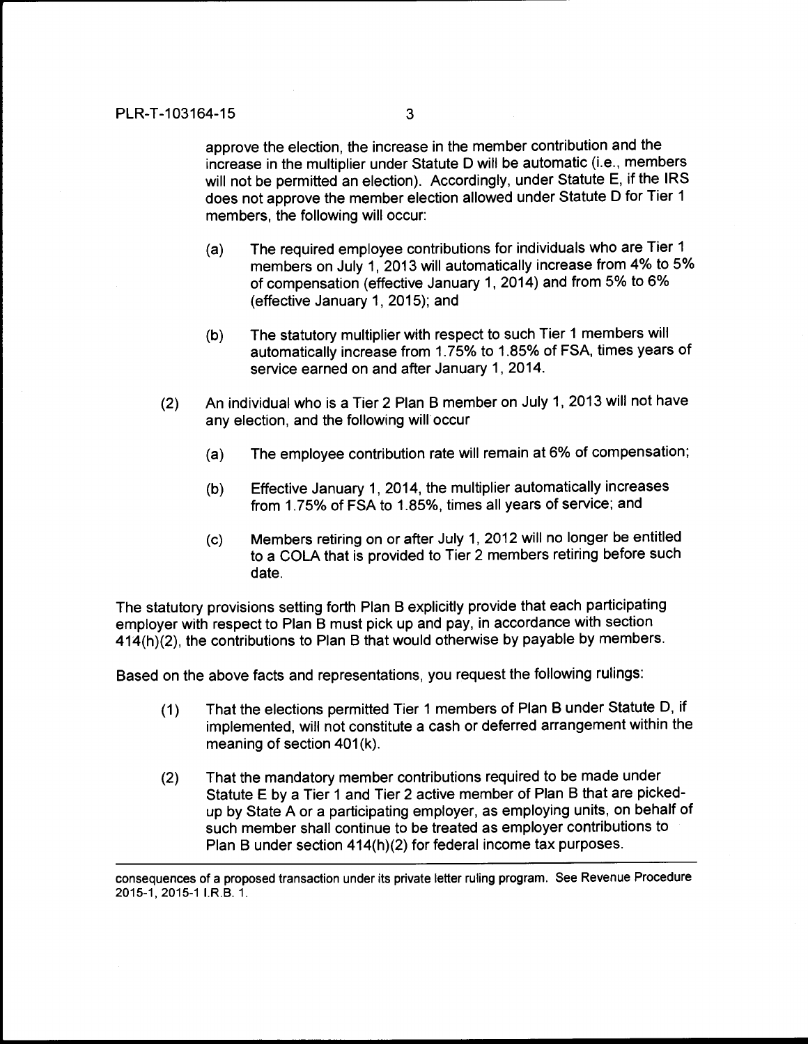approve the election, the increase in the member contribution and the increase in the multiplier under Statute D will be automatic (i.e., members will not be permitted an election). Accordingly, under Statute E, if the IRS does not approve the member election allowed under Statute D for Tier 1 members, the following will occur:

(a) The required employee contributions for individuals who are Tier 1 members on July 1, 2013 will automatically increase from 4% to 5% of compensation (effective January 1, 2014) and from 5% to 6% (effective January 1, 2015); and

(b) The statutory multiplier with respect to such Tier 1 members will automatically increase from 1.75% to 1.85% of FSA, times years of service earned on and after January 1, 2014.

(2) An individual who is a Tier 2 Plan B member on July 1, 2013 will not have any election, and the following will occur

(a) The employee contribution rate will remain at 6% of compensation;

(b) Effective January 1, 2014, the multiplier automatically increases from 1.75% of FSA to 1.85%, times all years of service; and

(c) Members retiring on or after July 1, 2012 will no longer be entitled to a COLA that is provided to Tier 2 members retiring before such date.

The statutory provisions setting forth Plan B explicitly provide that each participating employer with respect to Plan B must pick up and pay, in accordance with section 414(h)(2), the contributions to Plan B that would otherwise by payable by members.

Based on the above facts and representations, you request the following rulings:

(1) That the elections permitted Tier 1 members of Plan B under Statute D, if implemented, will not constitute a cash or deferred arrangement within the meaning of section 401(k).

(2) That the mandatory member contributions required to be made under Statute E by a Tier 1 and Tier 2 active member of Plan B that are picked-up by State A or a participating employer, as employing units, on behalf of such member shall continue to be treated as employer contributions to Plan B under section 414(h)(2) for federal income tax purposes.

---

consequences of a proposed transaction under its private letter ruling program. See Revenue Procedure 2015-1, 2015-1 I.R.B. 1.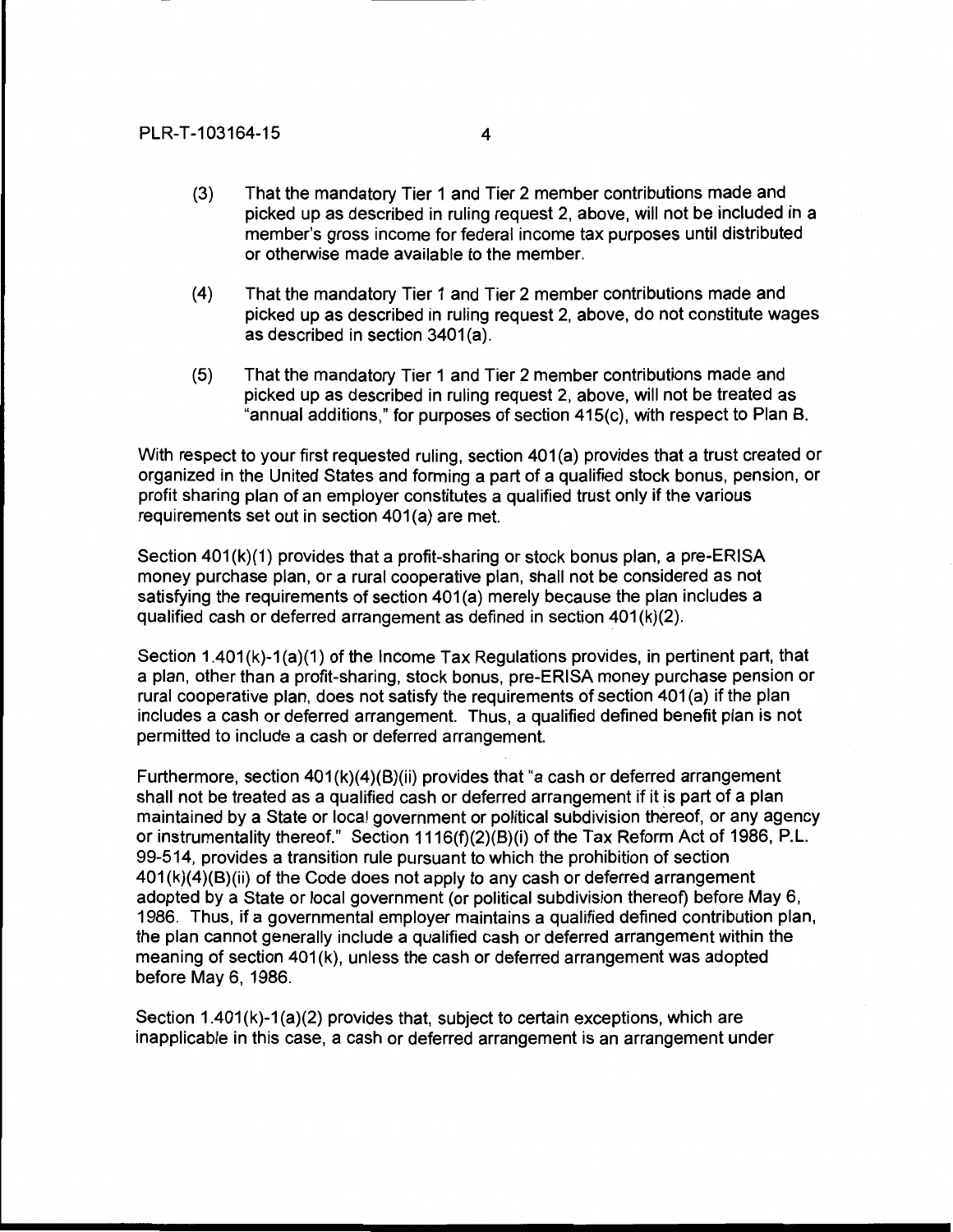(3) That the mandatory Tier 1 and Tier 2 member contributions made and picked up as described in ruling request 2, above, will not be included in a member's gross income for federal income tax purposes until distributed or otherwise made available to the member.

(4) That the mandatory Tier 1 and Tier 2 member contributions made and picked up as described in ruling request 2, above, do not constitute wages as described in section 3401(a).

(5) That the mandatory Tier 1 and Tier 2 member contributions made and picked up as described in ruling request 2, above, will not be treated as "annual additions," for purposes of section 415(c), with respect to Plan B.

With respect to your first requested ruling, section 401(a) provides that a trust created or organized in the United States and forming a part of a qualified stock bonus, pension, or profit sharing plan of an employer constitutes a qualified trust only if the various requirements set out in section 401(a) are met.

Section 401(k)(1) provides that a profit-sharing or stock bonus plan, a pre-ERISA money purchase plan, or a rural cooperative plan, shall not be considered as not satisfying the requirements of section 401(a) merely because the plan includes a qualified cash or deferred arrangement as defined in section 401(k)(2).

Section 1.401(k)-1(a)(1) of the Income Tax Regulations provides, in pertinent part, that a plan, other than a profit-sharing, stock bonus, pre-ERISA money purchase pension or rural cooperative plan, does not satisfy the requirements of section 401(a) if the plan includes a cash or deferred arrangement. Thus, a qualified defined benefit plan is not permitted to include a cash or deferred arrangement.

Furthermore, section 401(k)(4)(B)(ii) provides that "a cash or deferred arrangement shall not be treated as a qualified cash or deferred arrangement if it is part of a plan maintained by a State or local government or political subdivision thereof, or any agency or instrumentality thereof." Section 1116(f)(2)(B)(i) of the Tax Reform Act of 1986, P.L. 99-514, provides a transition rule pursuant to which the prohibition of section 401(k)(4)(B)(ii) of the Code does not apply to any cash or deferred arrangement adopted by a State or local government (or political subdivision thereof) before May 6, 1986. Thus, if a governmental employer maintains a qualified defined contribution plan, the plan cannot generally include a qualified cash or deferred arrangement within the meaning of section 401(k), unless the cash or deferred arrangement was adopted before May 6, 1986.

Section 1.401(k)-1(a)(2) provides that, subject to certain exceptions, which are inapplicable in this case, a cash or deferred arrangement is an arrangement under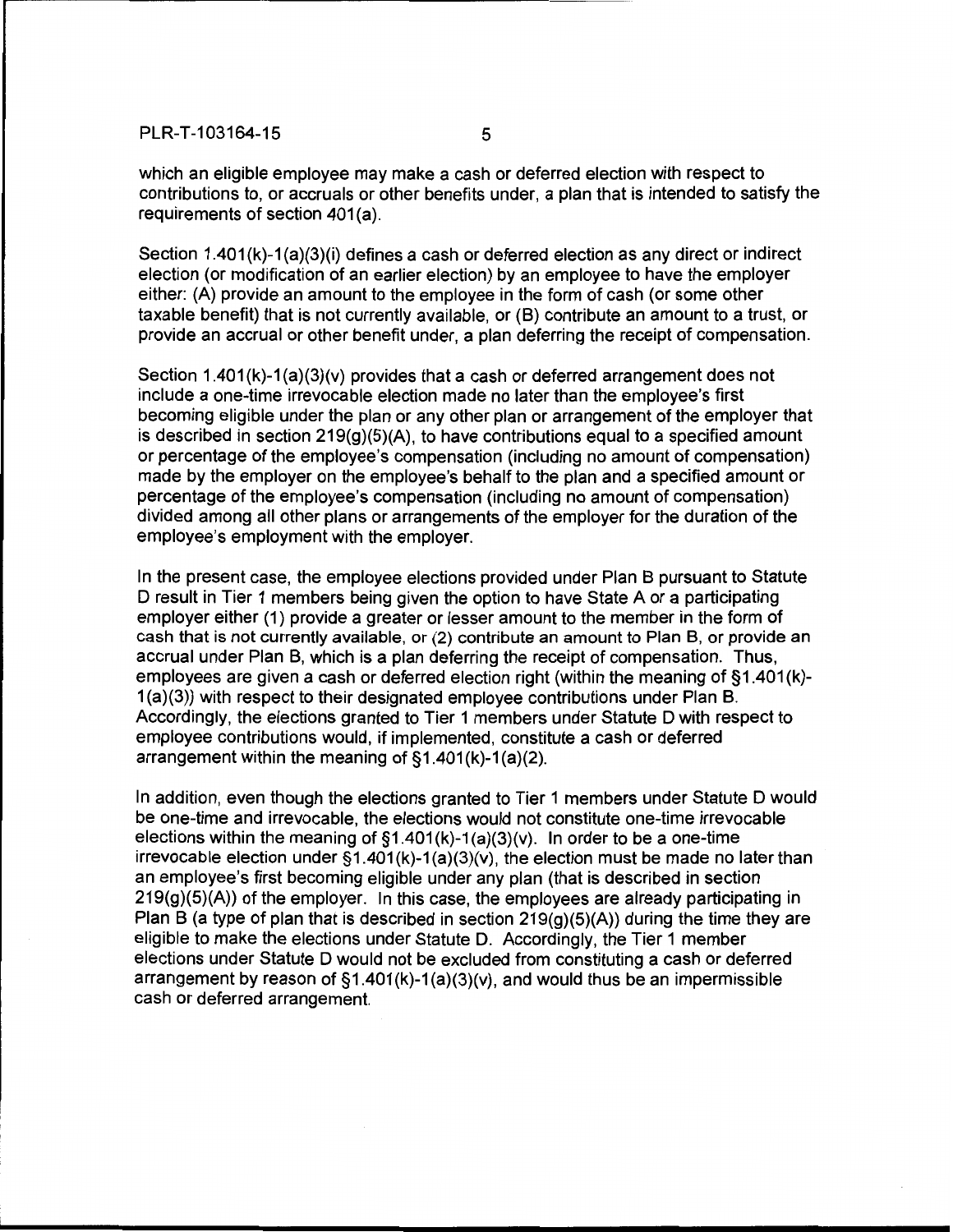which an eligible employee may make a cash or deferred election with respect to contributions to, or accruals or other benefits under, a plan that is intended to satisfy the requirements of section 401(a).

Section 1.401(k)-1(a)(3)(i) defines a cash or deferred election as any direct or indirect election (or modification of an earlier election) by an employee to have the employer either: (A) provide an amount to the employee in the form of cash (or some other taxable benefit) that is not currently available, or (B) contribute an amount to a trust, or provide an accrual or other benefit under, a plan deferring the receipt of compensation.

Section 1.401(k)-1(a)(3)(v) provides that a cash or deferred arrangement does not include a one-time irrevocable election made no later than the employee's first becoming eligible under the plan or any other plan or arrangement of the employer that is described in section 219(g)(5)(A), to have contributions equal to a specified amount or percentage of the employee's compensation (including no amount of compensation) made by the employer on the employee's behalf to the plan and a specified amount or percentage of the employee's compensation (including no amount of compensation) divided among all other plans or arrangements of the employer for the duration of the employee's employment with the employer.

In the present case, the employee elections provided under Plan B pursuant to Statute D result in Tier 1 members being given the option to have State A or a participating employer either (1) provide a greater or lesser amount to the member in the form of cash that is not currently available, or (2) contribute an amount to Plan B, or provide an accrual under Plan B, which is a plan deferring the receipt of compensation. Thus, employees are given a cash or deferred election right (within the meaning of §1.401(k)-1(a)(3)) with respect to their designated employee contributions under Plan B. Accordingly, the elections granted to Tier 1 members under Statute D with respect to employee contributions would, if implemented, constitute a cash or deferred arrangement within the meaning of §1.401(k)-1(a)(2).

In addition, even though the elections granted to Tier 1 members under Statute D would be one-time and irrevocable, the elections would not constitute one-time irrevocable elections within the meaning of §1.401(k)-1(a)(3)(v). In order to be a one-time irrevocable election under §1.401(k)-1(a)(3)(v), the election must be made no later than an employee's first becoming eligible under any plan (that is described in section 219(g)(5)(A)) of the employer. In this case, the employees are already participating in Plan B (a type of plan that is described in section 219(g)(5)(A)) during the time they are eligible to make the elections under Statute D. Accordingly, the Tier 1 member elections under Statute D would not be excluded from constituting a cash or deferred arrangement by reason of §1.401(k)-1(a)(3)(v), and would thus be an impermissible cash or deferred arrangement.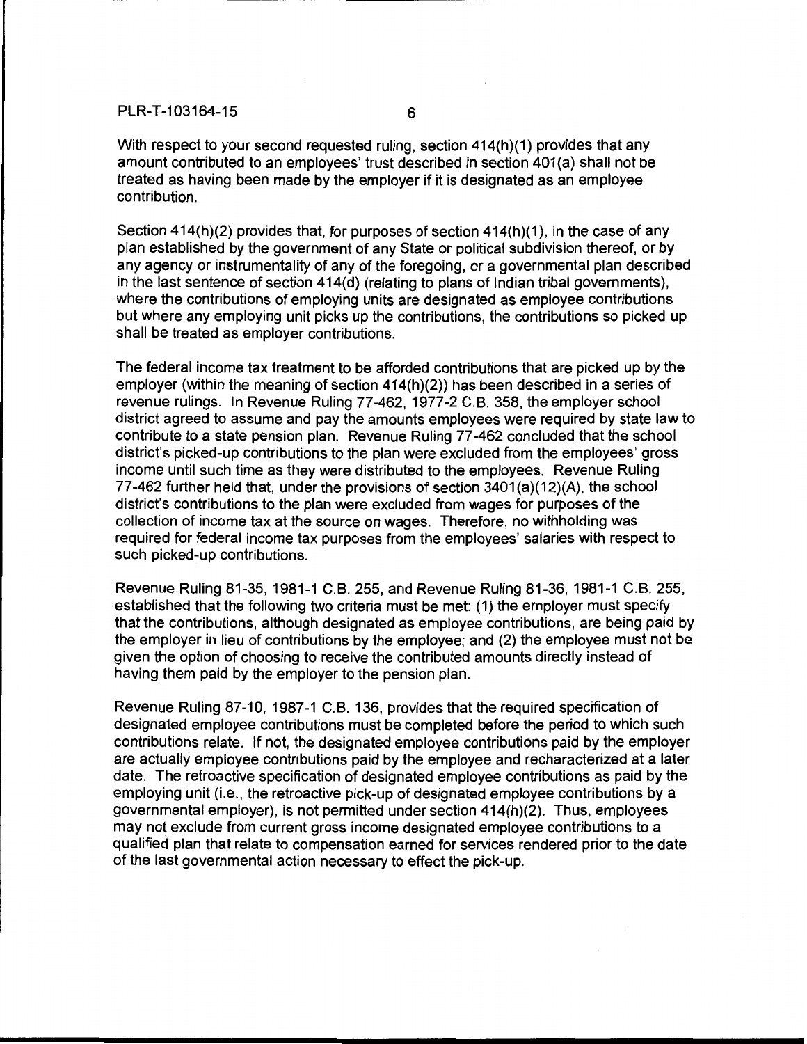With respect to your second requested ruling, section 414(h)(1) provides that any amount contributed to an employees' trust described in section 401(a) shall not be treated as having been made by the employer if it is designated as an employee contribution.

Section 414(h)(2) provides that, for purposes of section 414(h)(1), in the case of any plan established by the government of any State or political subdivision thereof, or by any agency or instrumentality of any of the foregoing, or a governmental plan described in the last sentence of section 414(d) (relating to plans of Indian tribal governments), where the contributions of employing units are designated as employee contributions but where any employing unit picks up the contributions, the contributions so picked up shall be treated as employer contributions.

The federal income tax treatment to be afforded contributions that are picked up by the employer (within the meaning of section 414(h)(2)) has been described in a series of revenue rulings. In Revenue Ruling 77-462, 1977-2 C.B. 358, the employer school district agreed to assume and pay the amounts employees were required by state law to contribute to a state pension plan. Revenue Ruling 77-462 concluded that the school district's picked-up contributions to the plan were excluded from the employees' gross income until such time as they were distributed to the employees. Revenue Ruling 77-462 further held that, under the provisions of section 3401(a)(12)(A), the school district's contributions to the plan were excluded from wages for purposes of the collection of income tax at the source on wages. Therefore, no withholding was required for federal income tax purposes from the employees' salaries with respect to such picked-up contributions.

Revenue Ruling 81-35, 1981-1 C.B. 255, and Revenue Ruling 81-36, 1981-1 C.B. 255, established that the following two criteria must be met: (1) the employer must specify that the contributions, although designated as employee contributions, are being paid by the employer in lieu of contributions by the employee; and (2) the employee must not be given the option of choosing to receive the contributed amounts directly instead of having them paid by the employer to the pension plan.

Revenue Ruling 87-10, 1987-1 C.B. 136, provides that the required specification of designated employee contributions must be completed before the period to which such contributions relate. If not, the designated employee contributions paid by the employer are actually employee contributions paid by the employee and recharacterized at a later date. The retroactive specification of designated employee contributions as paid by the employing unit (i.e., the retroactive pick-up of designated employee contributions by a governmental employer), is not permitted under section 414(h)(2). Thus, employees may not exclude from current gross income designated employee contributions to a qualified plan that relate to compensation earned for services rendered prior to the date of the last governmental action necessary to effect the pick-up.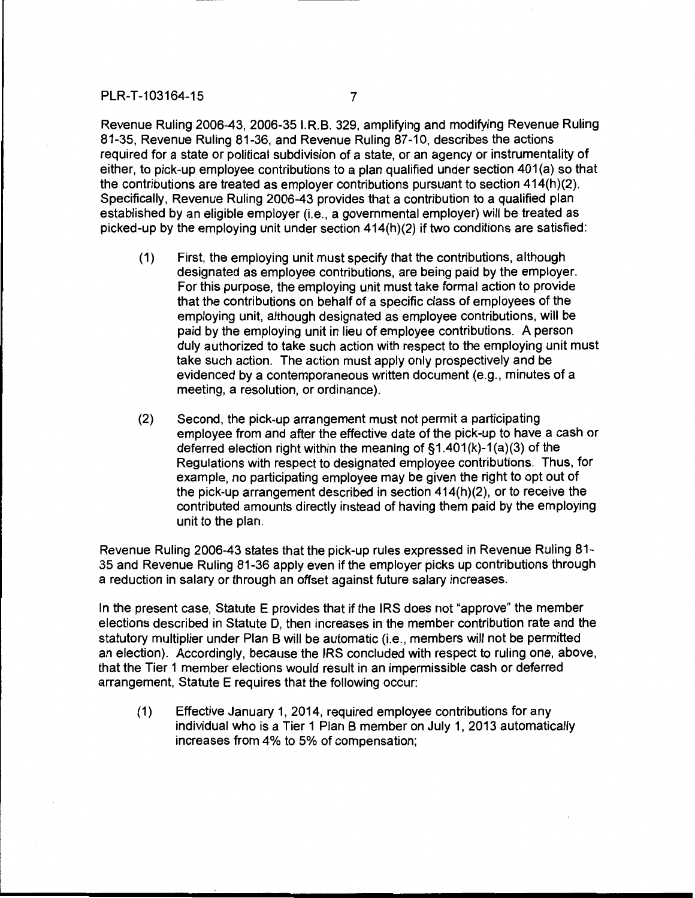Revenue Ruling 2006-43, 2006-35 I.R.B. 329, amplifying and modifying Revenue Ruling 81-35, Revenue Ruling 81-36, and Revenue Ruling 87-10, describes the actions required for a state or political subdivision of a state, or an agency or instrumentality of either, to pick-up employee contributions to a plan qualified under section 401(a) so that the contributions are treated as employer contributions pursuant to section 414(h)(2). Specifically, Revenue Ruling 2006-43 provides that a contribution to a qualified plan established by an eligible employer (i.e., a governmental employer) will be treated as picked-up by the employing unit under section 414(h)(2) if two conditions are satisfied:

(1) First, the employing unit must specify that the contributions, although designated as employee contributions, are being paid by the employer. For this purpose, the employing unit must take formal action to provide that the contributions on behalf of a specific class of employees of the employing unit, although designated as employee contributions, will be paid by the employing unit in lieu of employee contributions. A person duly authorized to take such action with respect to the employing unit must take such action. The action must apply only prospectively and be evidenced by a contemporaneous written document (e.g., minutes of a meeting, a resolution, or ordinance).

(2) Second, the pick-up arrangement must not permit a participating employee from and after the effective date of the pick-up to have a cash or deferred election right within the meaning of §1.401(k)-1(a)(3) of the Regulations with respect to designated employee contributions. Thus, for example, no participating employee may be given the right to opt out of the pick-up arrangement described in section 414(h)(2), or to receive the contributed amounts directly instead of having them paid by the employing unit to the plan.

Revenue Ruling 2006-43 states that the pick-up rules expressed in Revenue Ruling 81-35 and Revenue Ruling 81-36 apply even if the employer picks up contributions through a reduction in salary or through an offset against future salary increases.

In the present case, Statute E provides that if the IRS does not "approve" the member elections described in Statute D, then increases in the member contribution rate and the statutory multiplier under Plan B will be automatic (i.e., members will not be permitted an election). Accordingly, because the IRS concluded with respect to ruling one, above, that the Tier 1 member elections would result in an impermissible cash or deferred arrangement, Statute E requires that the following occur:

(1) Effective January 1, 2014, required employee contributions for any individual who is a Tier 1 Plan B member on July 1, 2013 automatically increases from 4% to 5% of compensation;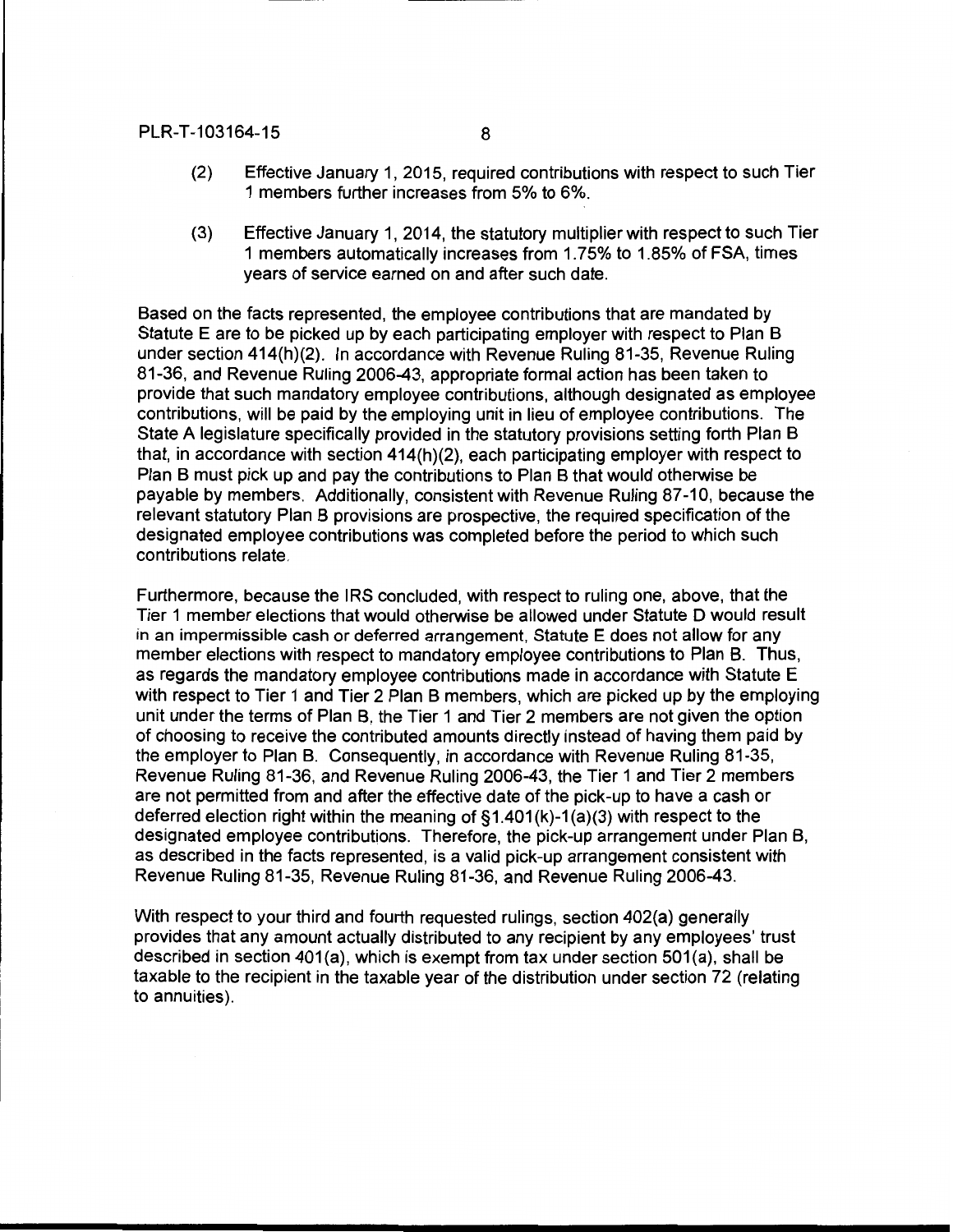(2) Effective January 1, 2015, required contributions with respect to such Tier 1 members further increases from 5% to 6%.

(3) Effective January 1, 2014, the statutory multiplier with respect to such Tier 1 members automatically increases from 1.75% to 1.85% of FSA, times years of service earned on and after such date.

Based on the facts represented, the employee contributions that are mandated by Statute E are to be picked up by each participating employer with respect to Plan B under section 414(h)(2). In accordance with Revenue Ruling 81-35, Revenue Ruling 81-36, and Revenue Ruling 2006-43, appropriate formal action has been taken to provide that such mandatory employee contributions, although designated as employee contributions, will be paid by the employing unit in lieu of employee contributions. The State A legislature specifically provided in the statutory provisions setting forth Plan B that, in accordance with section 414(h)(2), each participating employer with respect to Plan B must pick up and pay the contributions to Plan B that would otherwise be payable by members. Additionally, consistent with Revenue Ruling 87-10, because the relevant statutory Plan B provisions are prospective, the required specification of the designated employee contributions was completed before the period to which such contributions relate.

Furthermore, because the IRS concluded, with respect to ruling one, above, that the Tier 1 member elections that would otherwise be allowed under Statute D would result in an impermissible cash or deferred arrangement, Statute E does not allow for any member elections with respect to mandatory employee contributions to Plan B. Thus, as regards the mandatory employee contributions made in accordance with Statute E with respect to Tier 1 and Tier 2 Plan B members, which are picked up by the employing unit under the terms of Plan B, the Tier 1 and Tier 2 members are not given the option of choosing to receive the contributed amounts directly instead of having them paid by the employer to Plan B. Consequently, in accordance with Revenue Ruling 81-35, Revenue Ruling 81-36, and Revenue Ruling 2006-43, the Tier 1 and Tier 2 members are not permitted from and after the effective date of the pick-up to have a cash or deferred election right within the meaning of §1.401(k)-1(a)(3) with respect to the designated employee contributions. Therefore, the pick-up arrangement under Plan B, as described in the facts represented, is a valid pick-up arrangement consistent with Revenue Ruling 81-35, Revenue Ruling 81-36, and Revenue Ruling 2006-43.

With respect to your third and fourth requested rulings, section 402(a) generally provides that any amount actually distributed to any recipient by any employees' trust described in section 401(a), which is exempt from tax under section 501(a), shall be taxable to the recipient in the taxable year of the distribution under section 72 (relating to annuities).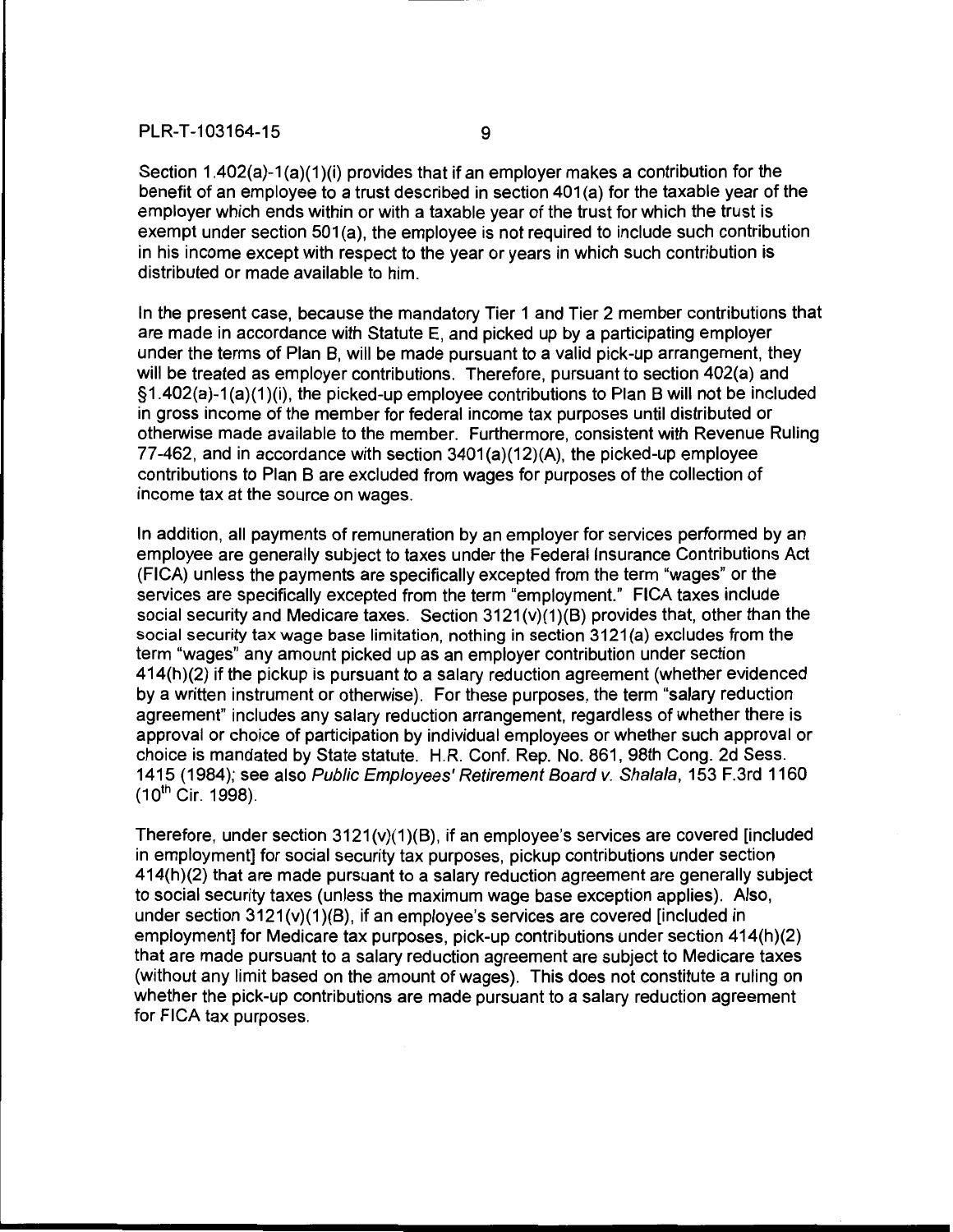Section 1.402(a)-1(a)(1)(i) provides that if an employer makes a contribution for the benefit of an employee to a trust described in section 401(a) for the taxable year of the employer which ends within or with a taxable year of the trust for which the trust is exempt under section 501(a), the employee is not required to include such contribution in his income except with respect to the year or years in which such contribution is distributed or made available to him.

In the present case, because the mandatory Tier 1 and Tier 2 member contributions that are made in accordance with Statute E, and picked up by a participating employer under the terms of Plan B, will be made pursuant to a valid pick-up arrangement, they will be treated as employer contributions. Therefore, pursuant to section 402(a) and §1.402(a)-1(a)(1)(i), the picked-up employee contributions to Plan B will not be included in gross income of the member for federal income tax purposes until distributed or otherwise made available to the member. Furthermore, consistent with Revenue Ruling 77-462, and in accordance with section 3401(a)(12)(A), the picked-up employee contributions to Plan B are excluded from wages for purposes of the collection of income tax at the source on wages.

In addition, all payments of remuneration by an employer for services performed by an employee are generally subject to taxes under the Federal Insurance Contributions Act (FICA) unless the payments are specifically excepted from the term "wages" or the services are specifically excepted from the term "employment." FICA taxes include social security and Medicare taxes. Section 3121(v)(1)(B) provides that, other than the social security tax wage base limitation, nothing in section 3121(a) excludes from the term "wages" any amount picked up as an employer contribution under section 414(h)(2) if the pickup is pursuant to a salary reduction agreement (whether evidenced by a written instrument or otherwise). For these purposes, the term "salary reduction agreement" includes any salary reduction arrangement, regardless of whether there is approval or choice of participation by individual employees or whether such approval or choice is mandated by State statute. H.R. Conf. Rep. No. 861, 98th Cong. 2d Sess. 1415 (1984); see also *Public Employees' Retirement Board v. Shalala*, 153 F.3rd 1160 (10th Cir. 1998).

Therefore, under section 3121(v)(1)(B), if an employee's services are covered [included in employment] for social security tax purposes, pickup contributions under section 414(h)(2) that are made pursuant to a salary reduction agreement are generally subject to social security taxes (unless the maximum wage base exception applies). Also, under section 3121(v)(1)(B), if an employee's services are covered [included in employment] for Medicare tax purposes, pick-up contributions under section 414(h)(2) that are made pursuant to a salary reduction agreement are subject to Medicare taxes (without any limit based on the amount of wages). This does not constitute a ruling on whether the pick-up contributions are made pursuant to a salary reduction agreement for FICA tax purposes.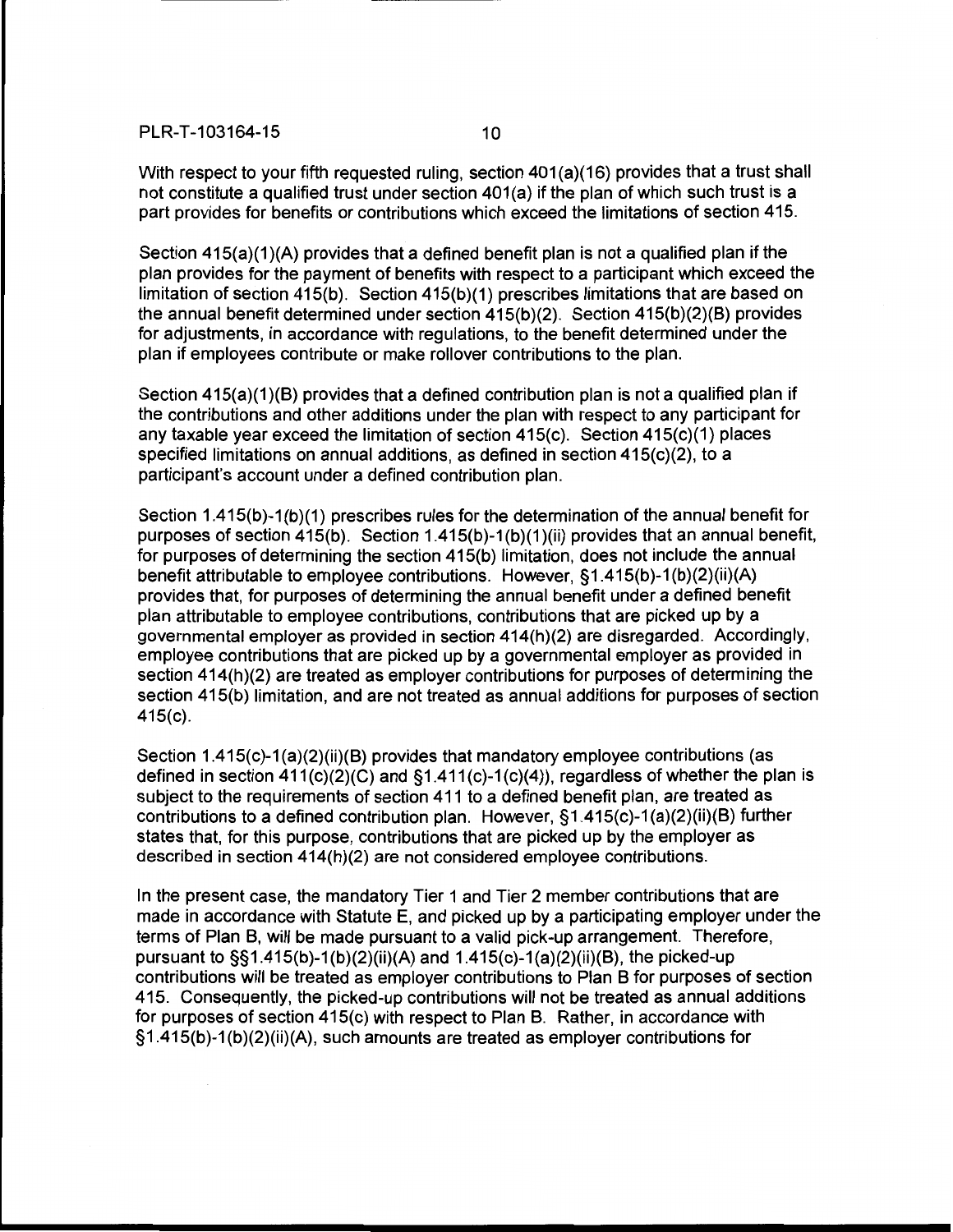With respect to your fifth requested ruling, section 401(a)(16) provides that a trust shall not constitute a qualified trust under section 401(a) if the plan of which such trust is a part provides for benefits or contributions which exceed the limitations of section 415.

Section 415(a)(1)(A) provides that a defined benefit plan is not a qualified plan if the plan provides for the payment of benefits with respect to a participant which exceed the limitation of section 415(b). Section 415(b)(1) prescribes limitations that are based on the annual benefit determined under section 415(b)(2). Section 415(b)(2)(B) provides for adjustments, in accordance with regulations, to the benefit determined under the plan if employees contribute or make rollover contributions to the plan.

Section 415(a)(1)(B) provides that a defined contribution plan is not a qualified plan if the contributions and other additions under the plan with respect to any participant for any taxable year exceed the limitation of section 415(c). Section 415(c)(1) places specified limitations on annual additions, as defined in section 415(c)(2), to a participant's account under a defined contribution plan.

Section 1.415(b)-1(b)(1) prescribes rules for the determination of the annual benefit for purposes of section 415(b). Section 1.415(b)-1(b)(1)(ii) provides that an annual benefit, for purposes of determining the section 415(b) limitation, does not include the annual benefit attributable to employee contributions. However, §1.415(b)-1(b)(2)(ii)(A) provides that, for purposes of determining the annual benefit under a defined benefit plan attributable to employee contributions, contributions that are picked up by a governmental employer as provided in section 414(h)(2) are disregarded. Accordingly, employee contributions that are picked up by a governmental employer as provided in section 414(h)(2) are treated as employer contributions for purposes of determining the section 415(b) limitation, and are not treated as annual additions for purposes of section 415(c).

Section 1.415(c)-1(a)(2)(ii)(B) provides that mandatory employee contributions (as defined in section 411(c)(2)(C) and §1.411(c)-1(c)(4)), regardless of whether the plan is subject to the requirements of section 411 to a defined benefit plan, are treated as contributions to a defined contribution plan. However, §1.415(c)-1(a)(2)(ii)(B) further states that, for this purpose, contributions that are picked up by the employer as described in section 414(h)(2) are not considered employee contributions.

In the present case, the mandatory Tier 1 and Tier 2 member contributions that are made in accordance with Statute E, and picked up by a participating employer under the terms of Plan B, will be made pursuant to a valid pick-up arrangement. Therefore, pursuant to §§1.415(b)-1(b)(2)(ii)(A) and 1.415(c)-1(a)(2)(ii)(B), the picked-up contributions will be treated as employer contributions to Plan B for purposes of section 415. Consequently, the picked-up contributions will not be treated as annual additions for purposes of section 415(c) with respect to Plan B. Rather, in accordance with §1.415(b)-1(b)(2)(ii)(A), such amounts are treated as employer contributions for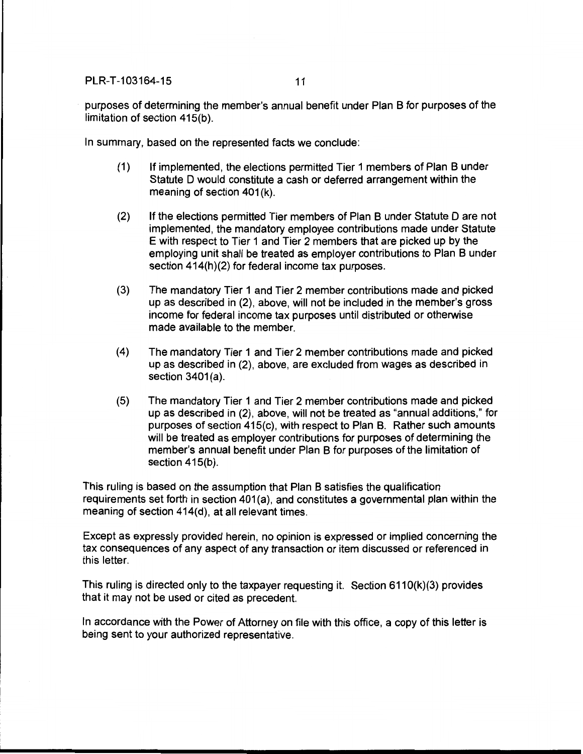purposes of determining the member's annual benefit under Plan B for purposes of the limitation of section 415(b).

In summary, based on the represented facts we conclude:

(1) If implemented, the elections permitted Tier 1 members of Plan B under Statute D would constitute a cash or deferred arrangement within the meaning of section 401(k).

(2) If the elections permitted Tier members of Plan B under Statute D are not implemented, the mandatory employee contributions made under Statute E with respect to Tier 1 and Tier 2 members that are picked up by the employing unit shall be treated as employer contributions to Plan B under section 414(h)(2) for federal income tax purposes.

(3) The mandatory Tier 1 and Tier 2 member contributions made and picked up as described in (2), above, will not be included in the member's gross income for federal income tax purposes until distributed or otherwise made available to the member.

(4) The mandatory Tier 1 and Tier 2 member contributions made and picked up as described in (2), above, are excluded from wages as described in section 3401(a).

(5) The mandatory Tier 1 and Tier 2 member contributions made and picked up as described in (2), above, will not be treated as "annual additions," for purposes of section 415(c), with respect to Plan B. Rather such amounts will be treated as employer contributions for purposes of determining the member's annual benefit under Plan B for purposes of the limitation of section 415(b).

This ruling is based on the assumption that Plan B satisfies the qualification requirements set forth in section 401(a), and constitutes a governmental plan within the meaning of section 414(d), at all relevant times.

Except as expressly provided herein, no opinion is expressed or implied concerning the tax consequences of any aspect of any transaction or item discussed or referenced in this letter.

This ruling is directed only to the taxpayer requesting it. Section 6110(k)(3) provides that it may not be used or cited as precedent.

In accordance with the Power of Attorney on file with this office, a copy of this letter is being sent to your authorized representative.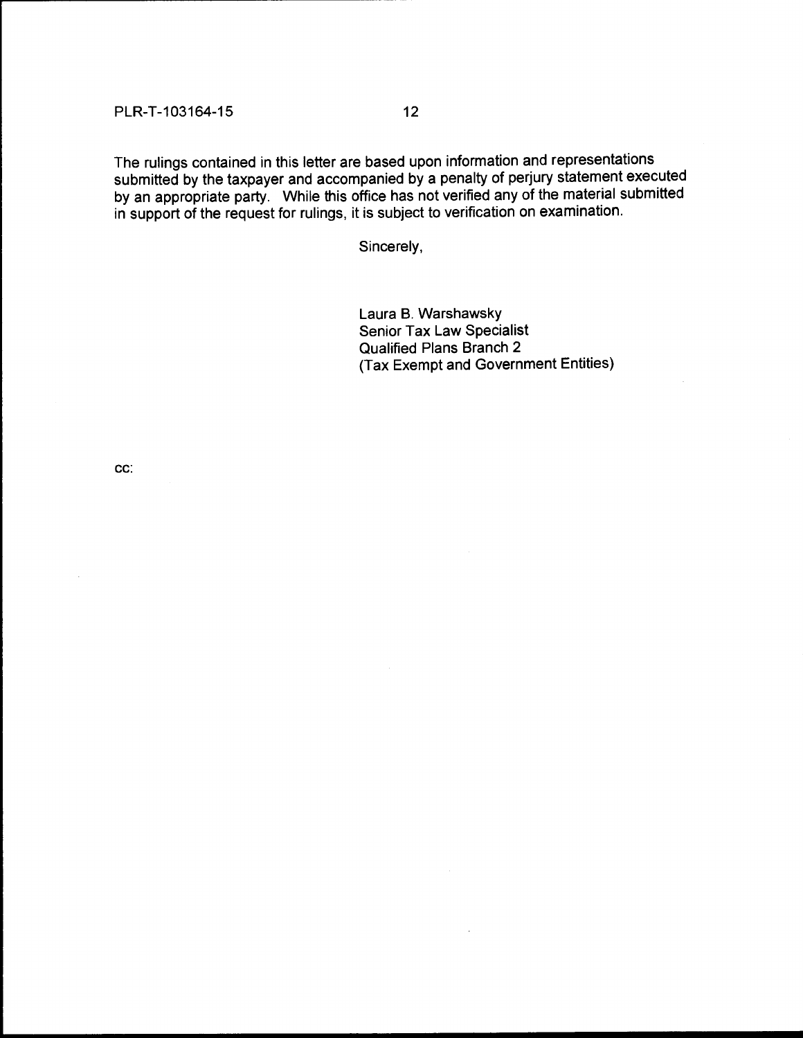The rulings contained in this letter are based upon information and representations submitted by the taxpayer and accompanied by a penalty of perjury statement executed by an appropriate party. While this office has not verified any of the material submitted in support of the request for rulings, it is subject to verification on examination.

Sincerely,

Laura B. Warshawsky
Senior Tax Law Specialist
Qualified Plans Branch 2
(Tax Exempt and Government Entities)

cc: